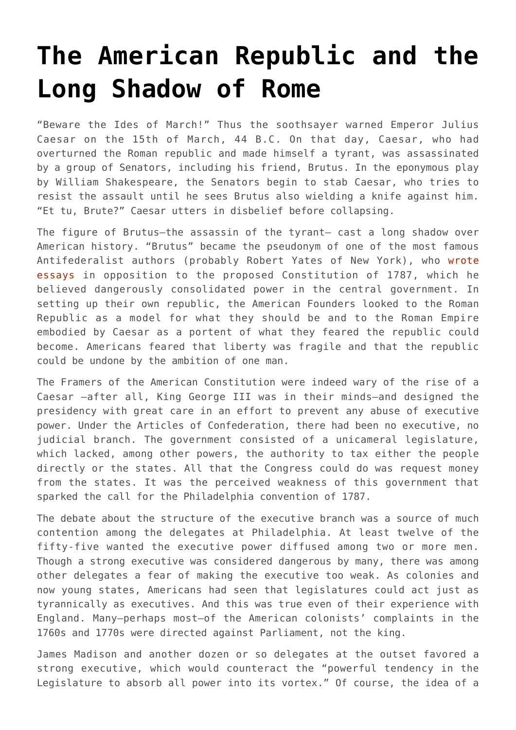# The American Republic and the Long Shadow of Rome

"Beware the Ides of March!" Thus the soothsayer warned Emperor Julius Caesar on the 15th of March, 44 B.C. On that day, Caesar, who had overturned the Roman republic and made himself a tyrant, was assassinated by a group of Senators, including his friend, Brutus. In the eponymous play by William Shakespeare, the Senators begin to stab Caesar, who tries to resist the assault until he sees Brutus also wielding a knife against him. "Et tu, Brute?" Caesar utters in disbelief before collapsing.

The figure of Brutus—the assassin of the tyrant— cast a long shadow over American history. "Brutus" became the pseudonym of one of the most famous Antifederalist authors (probably Robert Yates of New York), who wrote essays in opposition to the proposed Constitution of 1787, which he believed dangerously consolidated power in the central government. In setting up their own republic, the American Founders looked to the Roman Republic as a model for what they should be and to the Roman Empire embodied by Caesar as a portent of what they feared the republic could become. Americans feared that liberty was fragile and that the republic could be undone by the ambition of one man.

The Framers of the American Constitution were indeed wary of the rise of a Caesar —after all, King George III was in their minds—and designed the presidency with great care in an effort to prevent any abuse of executive power. Under the Articles of Confederation, there had been no executive, no judicial branch. The government consisted of a unicameral legislature, which lacked, among other powers, the authority to tax either the people directly or the states. All that the Congress could do was request money from the states. It was the perceived weakness of this government that sparked the call for the Philadelphia convention of 1787.

The debate about the structure of the executive branch was a source of much contention among the delegates at Philadelphia. At least twelve of the fifty-five wanted the executive power diffused among two or more men. Though a strong executive was considered dangerous by many, there was among other delegates a fear of making the executive too weak. As colonies and now young states, Americans had seen that legislatures could act just as tyrannically as executives. And this was true even of their experience with England. Many—perhaps most—of the American colonists' complaints in the 1760s and 1770s were directed against Parliament, not the king.

James Madison and another dozen or so delegates at the outset favored a strong executive, which would counteract the "powerful tendency in the Legislature to absorb all power into its vortex." Of course, the idea of a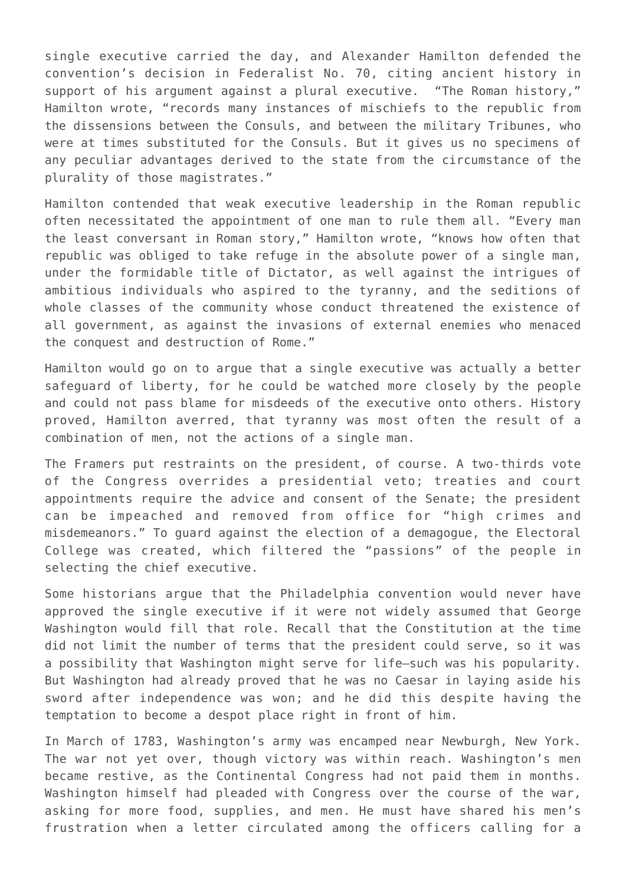single executive carried the day, and Alexander Hamilton defended the convention's decision in Federalist No. 70, citing ancient history in support of his argument against a plural executive. "The Roman history," Hamilton wrote, "records many instances of mischiefs to the republic from the dissensions between the Consuls, and between the military Tribunes, who were at times substituted for the Consuls. But it gives us no specimens of any peculiar advantages derived to the state from the circumstance of the plurality of those magistrates."

Hamilton contended that weak executive leadership in the Roman republic often necessitated the appointment of one man to rule them all. "Every man the least conversant in Roman story," Hamilton wrote, "knows how often that republic was obliged to take refuge in the absolute power of a single man, under the formidable title of Dictator, as well against the intrigues of ambitious individuals who aspired to the tyranny, and the seditions of whole classes of the community whose conduct threatened the existence of all government, as against the invasions of external enemies who menaced the conquest and destruction of Rome."

Hamilton would go on to argue that a single executive was actually a better safeguard of liberty, for he could be watched more closely by the people and could not pass blame for misdeeds of the executive onto others. History proved, Hamilton averred, that tyranny was most often the result of a combination of men, not the actions of a single man.

The Framers put restraints on the president, of course. A two-thirds vote of the Congress overrides a presidential veto; treaties and court appointments require the advice and consent of the Senate; the president can be impeached and removed from office for "high crimes and misdemeanors." To guard against the election of a demagogue, the Electoral College was created, which filtered the "passions" of the people in selecting the chief executive.

Some historians argue that the Philadelphia convention would never have approved the single executive if it were not widely assumed that George Washington would fill that role. Recall that the Constitution at the time did not limit the number of terms that the president could serve, so it was a possibility that Washington might serve for life—such was his popularity. But Washington had already proved that he was no Caesar in laying aside his sword after independence was won; and he did this despite having the temptation to become a despot place right in front of him.

In March of 1783, Washington's army was encamped near Newburgh, New York. The war not yet over, though victory was within reach. Washington's men became restive, as the Continental Congress had not paid them in months. Washington himself had pleaded with Congress over the course of the war, asking for more food, supplies, and men. He must have shared his men's frustration when a letter circulated among the officers calling for a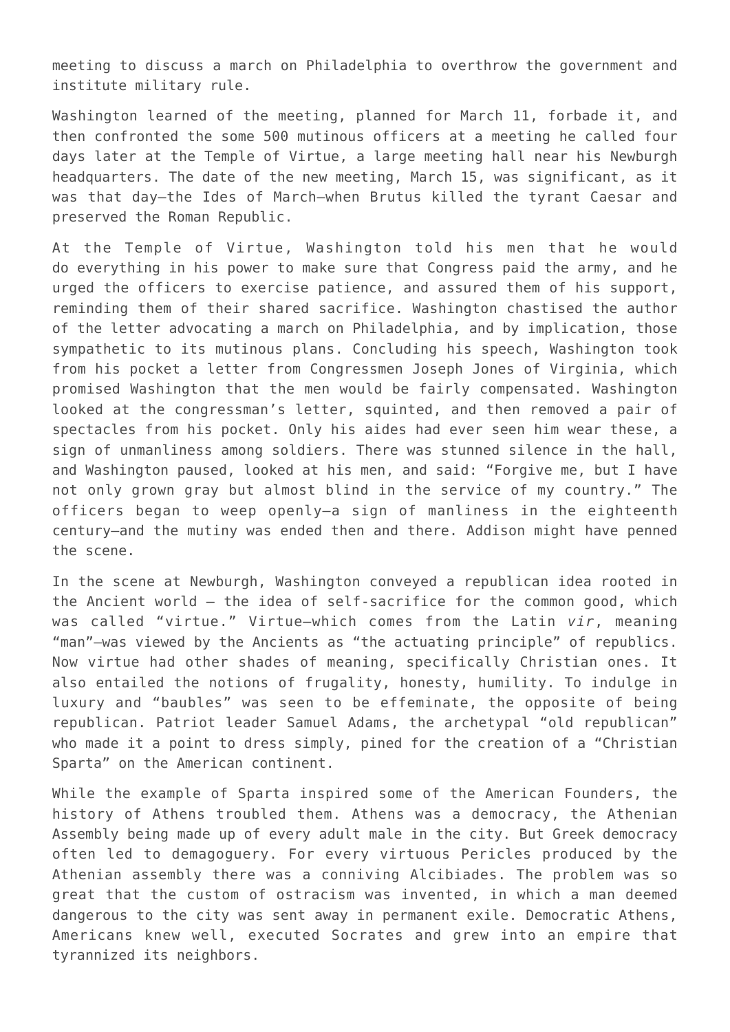meeting to discuss a march on Philadelphia to overthrow the government and institute military rule.

Washington learned of the meeting, planned for March 11, forbade it, and then confronted the some 500 mutinous officers at a meeting he called four days later at the Temple of Virtue, a large meeting hall near his Newburgh headquarters. The date of the new meeting, March 15, was significant, as it was that day—the Ides of March—when Brutus killed the tyrant Caesar and preserved the Roman Republic.

At the Temple of Virtue, Washington told his men that he would do everything in his power to make sure that Congress paid the army, and he urged the officers to exercise patience, and assured them of his support, reminding them of their shared sacrifice. Washington chastised the author of the letter advocating a march on Philadelphia, and by implication, those sympathetic to its mutinous plans. Concluding his speech, Washington took from his pocket a letter from Congressmen Joseph Jones of Virginia, which promised Washington that the men would be fairly compensated. Washington looked at the congressman's letter, squinted, and then removed a pair of spectacles from his pocket. Only his aides had ever seen him wear these, a sign of unmanliness among soldiers. There was stunned silence in the hall, and Washington paused, looked at his men, and said: "Forgive me, but I have not only grown gray but almost blind in the service of my country." The officers began to weep openly—a sign of manliness in the eighteenth century—and the mutiny was ended then and there. Addison might have penned the scene.

In the scene at Newburgh, Washington conveyed a republican idea rooted in the Ancient world – the idea of self-sacrifice for the common good, which was called "virtue." Virtue—which comes from the Latin *vir*, meaning "man"—was viewed by the Ancients as "the actuating principle" of republics. Now virtue had other shades of meaning, specifically Christian ones. It also entailed the notions of frugality, honesty, humility. To indulge in luxury and "baubles" was seen to be effeminate, the opposite of being republican. Patriot leader Samuel Adams, the archetypal "old republican" who made it a point to dress simply, pined for the creation of a "Christian Sparta" on the American continent.

While the example of Sparta inspired some of the American Founders, the history of Athens troubled them. Athens was a democracy, the Athenian Assembly being made up of every adult male in the city. But Greek democracy often led to demagoguery. For every virtuous Pericles produced by the Athenian assembly there was a conniving Alcibiades. The problem was so great that the custom of ostracism was invented, in which a man deemed dangerous to the city was sent away in permanent exile. Democratic Athens, Americans knew well, executed Socrates and grew into an empire that tyrannized its neighbors.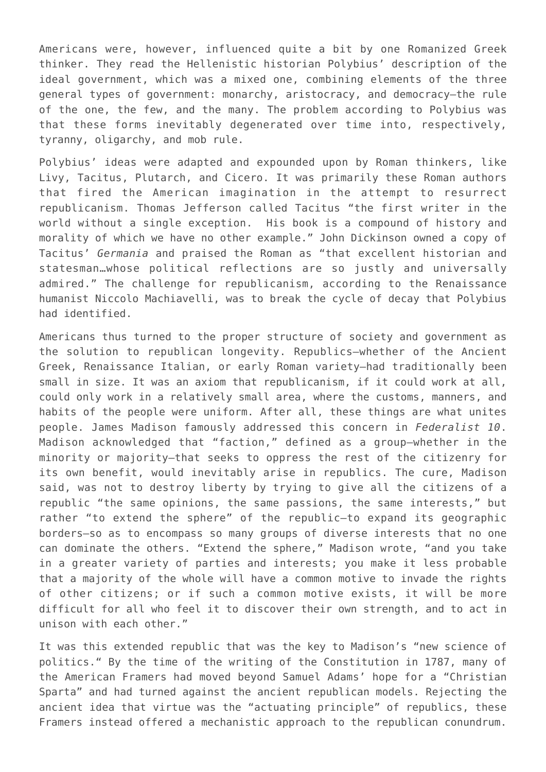Americans were, however, influenced quite a bit by one Romanized Greek thinker. They read the Hellenistic historian Polybius' description of the ideal government, which was a mixed one, combining elements of the three general types of government: monarchy, aristocracy, and democracy—the rule of the one, the few, and the many. The problem according to Polybius was that these forms inevitably degenerated over time into, respectively, tyranny, oligarchy, and mob rule.

Polybius' ideas were adapted and expounded upon by Roman thinkers, like Livy, Tacitus, Plutarch, and Cicero. It was primarily these Roman authors that fired the American imagination in the attempt to resurrect republicanism. Thomas Jefferson called Tacitus "the first writer in the world without a single exception. His book is a compound of history and morality of which we have no other example." John Dickinson owned a copy of Tacitus' *Germania* and praised the Roman as "that excellent historian and statesman…whose political reflections are so justly and universally admired." The challenge for republicanism, according to the Renaissance humanist Niccolo Machiavelli, was to break the cycle of decay that Polybius had identified.

Americans thus turned to the proper structure of society and government as the solution to republican longevity. Republics—whether of the Ancient Greek, Renaissance Italian, or early Roman variety—had traditionally been small in size. It was an axiom that republicanism, if it could work at all, could only work in a relatively small area, where the customs, manners, and habits of the people were uniform. After all, these things are what unites people. James Madison famously addressed this concern in *Federalist 10*. Madison acknowledged that "faction," defined as a group—whether in the minority or majority—that seeks to oppress the rest of the citizenry for its own benefit, would inevitably arise in republics. The cure, Madison said, was not to destroy liberty by trying to give all the citizens of a republic "the same opinions, the same passions, the same interests," but rather "to extend the sphere" of the republic—to expand its geographic borders—so as to encompass so many groups of diverse interests that no one can dominate the others. "Extend the sphere," Madison wrote, "and you take in a greater variety of parties and interests; you make it less probable that a majority of the whole will have a common motive to invade the rights of other citizens; or if such a common motive exists, it will be more difficult for all who feel it to discover their own strength, and to act in unison with each other."

It was this extended republic that was the key to Madison's "new science of politics." By the time of the writing of the Constitution in 1787, many of the American Framers had moved beyond Samuel Adams' hope for a "Christian Sparta" and had turned against the ancient republican models. Rejecting the ancient idea that virtue was the "actuating principle" of republics, these Framers instead offered a mechanistic approach to the republican conundrum.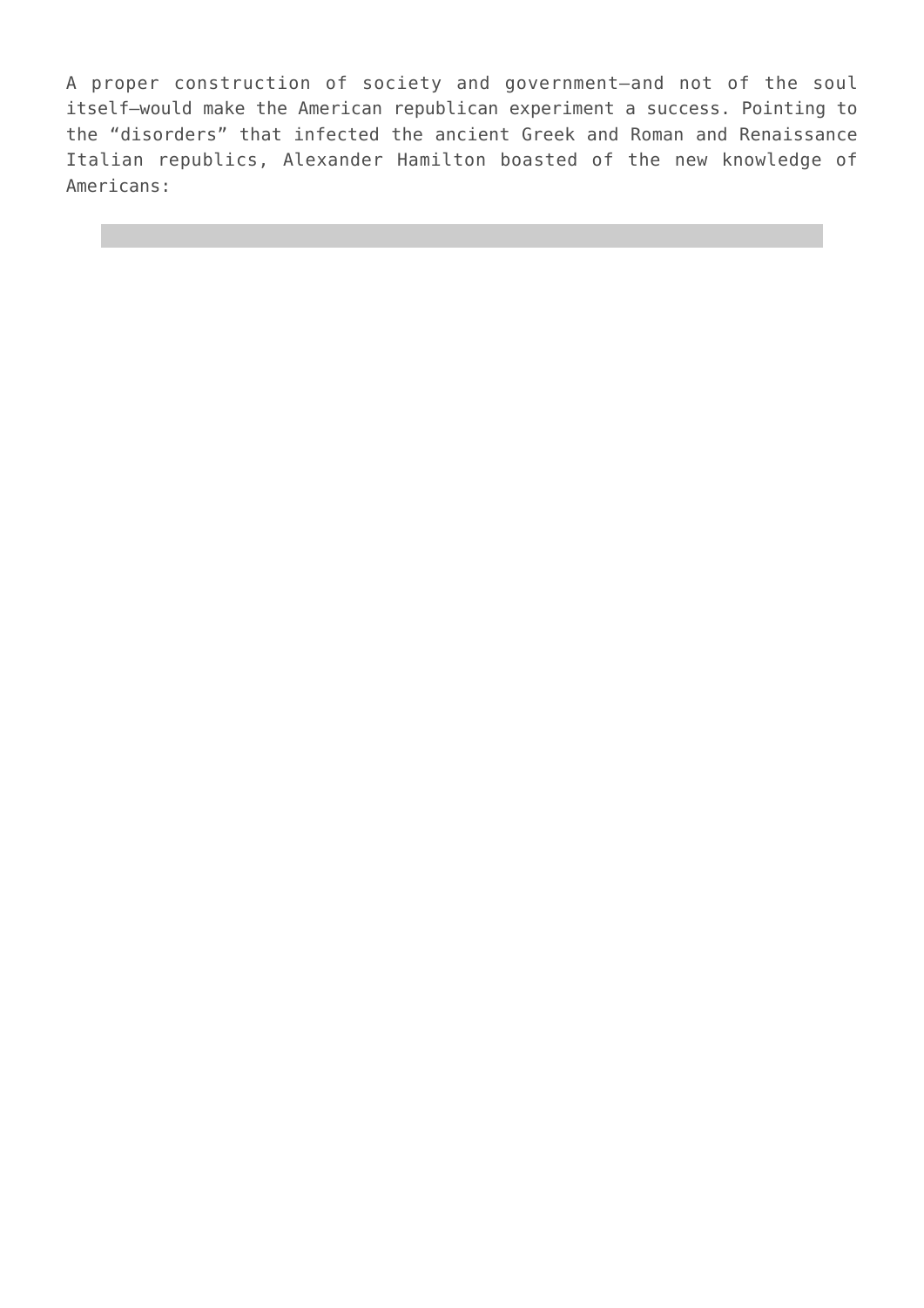A proper construction of society and government—and not of the soul itself—would make the American republican experiment a success. Pointing to the "disorders" that infected the ancient Greek and Roman and Renaissance Italian republics, Alexander Hamilton boasted of the new knowledge of Americans: